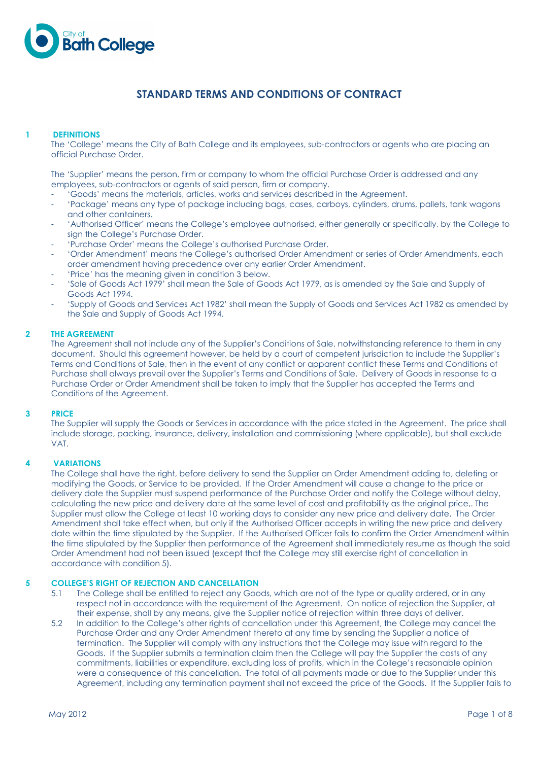# STANDARD TERMS AND CONDITIONS OF CONTRACT

## 1 DEFINITIONS

The 'College' means the City of Bath College and its employees, sub-contractors or agents who are placing an official Purchase Order.

The 'Supplier' means the person, firm or company to whom the official Purchase Order is addressed and any employees, sub-contractors or agents of said person, firm or company.

- 'Goods' means the materials, articles, works and services described in the Agreement.
- 'Package' means any type of package including bags, cases, carboys, cylinders, drums, pallets, tank wagons and other containers.
- 'Authorised Officer' means the College's employee authorised, either generally or specifically, by the College to sign the College's Purchase Order.
- 'Purchase Order' means the College's authorised Purchase Order.
- 'Order Amendment' means the College's authorised Order Amendment or series of Order Amendments, each order amendment having precedence over any earlier Order Amendment.
- 'Price' has the meaning given in condition 3 below.
- 'Sale of Goods Act 1979' shall mean the Sale of Goods Act 1979, as is amended by the Sale and Supply of Goods Act 1994.
- 'Supply of Goods and Services Act 1982' shall mean the Supply of Goods and Services Act 1982 as amended by the Sale and Supply of Goods Act 1994.

## 2 THE AGREEMENT

The Agreement shall not include any of the Supplier's Conditions of Sale, notwithstanding reference to them in any document. Should this agreement however, be held by a court of competent jurisdiction to include the Supplier's Terms and Conditions of Sale, then in the event of any conflict or apparent conflict these Terms and Conditions of Purchase shall always prevail over the Supplier's Terms and Conditions of Sale. Delivery of Goods in response to a Purchase Order or Order Amendment shall be taken to imply that the Supplier has accepted the Terms and Conditions of the Agreement.

## 3 PRICE

The Supplier will supply the Goods or Services in accordance with the price stated in the Agreement. The price shall include storage, packing, insurance, delivery, installation and commissioning (where applicable), but shall exclude VAT.

## 4 VARIATIONS

The College shall have the right, before delivery to send the Supplier an Order Amendment adding to, deleting or modifying the Goods, or Service to be provided. If the Order Amendment will cause a change to the price or delivery date the Supplier must suspend performance of the Purchase Order and notify the College without delay, calculating the new price and delivery date at the same level of cost and profitability as the original price,. The Supplier must allow the College at least 10 working days to consider any new price and delivery date. The Order Amendment shall take effect when, but only if the Authorised Officer accepts in writing the new price and delivery date within the time stipulated by the Supplier. If the Authorised Officer fails to confirm the Order Amendment within the time stipulated by the Supplier then performance of the Agreement shall immediately resume as though the said Order Amendment had not been issued (except that the College may still exercise right of cancellation in accordance with condition 5).

## 5 COLLEGE'S RIGHT OF REJECTION AND CANCELLATION

5.1 The College shall be entitled to reject any Goods, which are not of the type or quality ordered, or in any respect not in accordance with the requirement of the Agreement. On notice of rejection the Supplier, at their expense, shall by any means, give the Supplier notice of rejection within three days of deliver.

5.2 In addition to the College's other rights of cancellation under this Agreement, the College may cancel the Purchase Order and any Order Amendment thereto at any time by sending the Supplier a notice of termination. The Supplier will comply with any instructions that the College may issue with regard to the Goods. If the Supplier submits a termination claim then the College will pay the Supplier the costs of any commitments, liabilities or expenditure, excluding loss of profits, which in the College's reasonable opinion were a consequence of this cancellation. The total of all payments made or due to the Supplier under this Agreement, including any termination payment shall not exceed the price of the Goods. If the Supplier fails to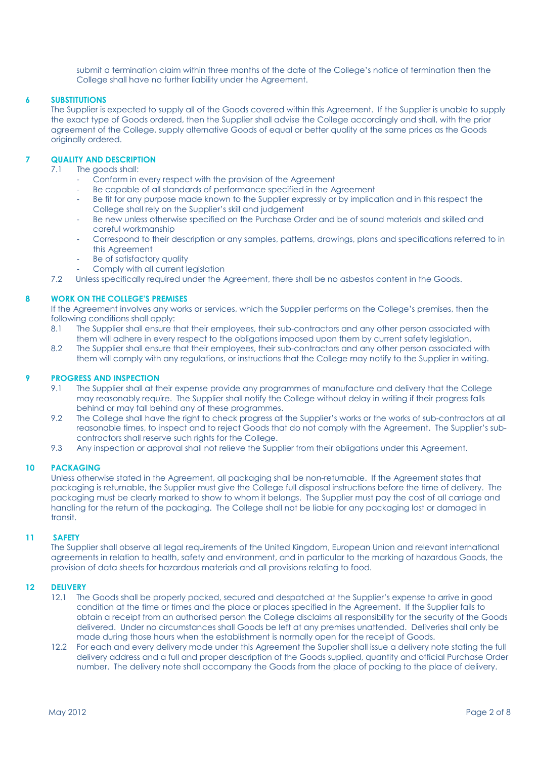submit a termination claim within three months of the date of the College's notice of termination then the College shall have no further liability under the Agreement.

## 6 SUBSTITUTIONS

The Supplier is expected to supply all of the Goods covered within this Agreement. If the Supplier is unable to supply the exact type of Goods ordered, then the Supplier shall advise the College accordingly and shall, with the prior agreement of the College, supply alternative Goods of equal or better quality at the same prices as the Goods originally ordered.

## 7 QUALITY AND DESCRIPTION

7.1 The goods shall:

- Conform in every respect with the provision of the Agreement
- Be capable of all standards of performance specified in the Agreement
- Be fit for any purpose made known to the Supplier expressly or by implication and in this respect the College shall rely on the Supplier's skill and judgement
- Be new unless otherwise specified on the Purchase Order and be of sound materials and skilled and careful workmanship
- Correspond to their description or any samples, patterns, drawings, plans and specifications referred to in this Agreement
- Be of satisfactory quality
- Comply with all current legislation

7.2 Unless specifically required under the Agreement, there shall be no asbestos content in the Goods.

## 8 WORK ON THE COLLEGE'S PREMISES

If the Agreement involves any works or services, which the Supplier performs on the College's premises, then the following conditions shall apply:

8.1 The Supplier shall ensure that their employees, their sub-contractors and any other person associated with them will adhere in every respect to the obligations imposed upon them by current safety legislation.

8.2 The Supplier shall ensure that their employees, their sub-contractors and any other person associated with them will comply with any regulations, or instructions that the College may notify to the Supplier in writing.

## 9 PROGRESS AND INSPECTION

9.1 The Supplier shall at their expense provide any programmes of manufacture and delivery that the College may reasonably require. The Supplier shall notify the College without delay in writing if their progress falls behind or may fall behind any of these programmes.

9.2 The College shall have the right to check progress at the Supplier's works or the works of sub-contractors at all reasonable times, to inspect and to reject Goods that do not comply with the Agreement. The Supplier's sub-contractors shall reserve such rights for the College.

9.3 Any inspection or approval shall not relieve the Supplier from their obligations under this Agreement.

## 10 PACKAGING

Unless otherwise stated in the Agreement, all packaging shall be non-returnable. If the Agreement states that packaging is returnable, the Supplier must give the College full disposal instructions before the time of delivery. The packaging must be clearly marked to show to whom it belongs. The Supplier must pay the cost of all carriage and handling for the return of the packaging. The College shall not be liable for any packaging lost or damaged in transit.

## 11 SAFETY

The Supplier shall observe all legal requirements of the United Kingdom, European Union and relevant international agreements in relation to health, safety and environment, and in particular to the marking of hazardous Goods, the provision of data sheets for hazardous materials and all provisions relating to food.

## 12 DELIVERY

12.1 The Goods shall be properly packed, secured and despatched at the Supplier's expense to arrive in good condition at the time or times and the place or places specified in the Agreement. If the Supplier fails to obtain a receipt from an authorised person the College disclaims all responsibility for the security of the Goods delivered. Under no circumstances shall Goods be left at any premises unattended. Deliveries shall only be made during those hours when the establishment is normally open for the receipt of Goods.

12.2 For each and every delivery made under this Agreement the Supplier shall issue a delivery note stating the full delivery address and a full and proper description of the Goods supplied, quantity and official Purchase Order number. The delivery note shall accompany the Goods from the place of packing to the place of delivery.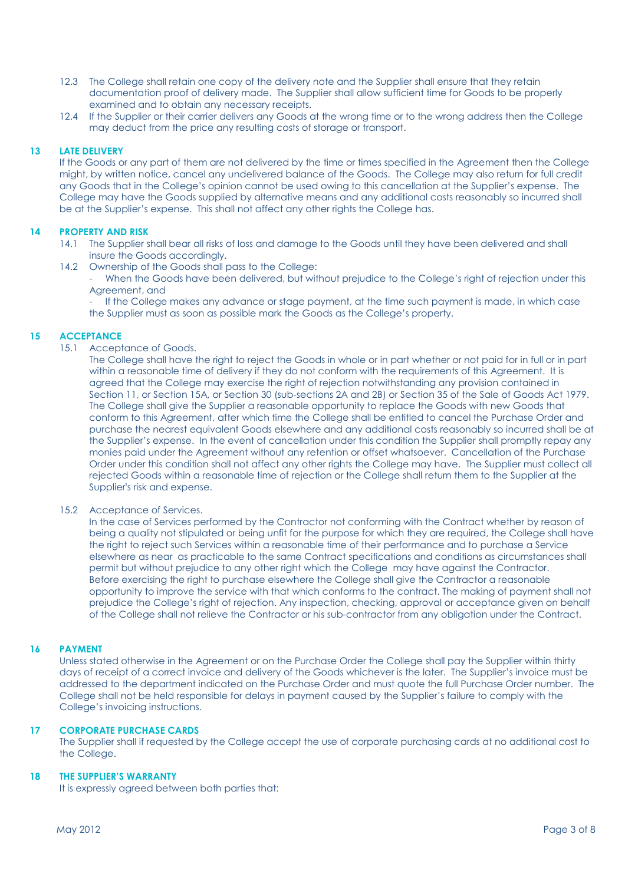12.3 The College shall retain one copy of the delivery note and the Supplier shall ensure that they retain documentation proof of delivery made. The Supplier shall allow sufficient time for Goods to be properly examined and to obtain any necessary receipts.

12.4 If the Supplier or their carrier delivers any Goods at the wrong time or to the wrong address then the College may deduct from the price any resulting costs of storage or transport.

## 13 LATE DELIVERY

If the Goods or any part of them are not delivered by the time or times specified in the Agreement then the College might, by written notice, cancel any undelivered balance of the Goods. The College may also return for full credit any Goods that in the College's opinion cannot be used owing to this cancellation at the Supplier's expense. The College may have the Goods supplied by alternative means and any additional costs reasonably so incurred shall be at the Supplier's expense. This shall not affect any other rights the College has.

## 14 PROPERTY AND RISK

14.1 The Supplier shall bear all risks of loss and damage to the Goods until they have been delivered and shall insure the Goods accordingly.

14.2 Ownership of the Goods shall pass to the College:

- When the Goods have been delivered, but without prejudice to the College's right of rejection under this Agreement, and
- If the College makes any advance or stage payment, at the time such payment is made, in which case the Supplier must as soon as possible mark the Goods as the College's property.

## 15 ACCEPTANCE

15.1 Acceptance of Goods.

The College shall have the right to reject the Goods in whole or in part whether or not paid for in full or in part within a reasonable time of delivery if they do not conform with the requirements of this Agreement. It is agreed that the College may exercise the right of rejection notwithstanding any provision contained in Section 11, or Section 15A, or Section 30 (sub-sections 2A and 2B) or Section 35 of the Sale of Goods Act 1979. The College shall give the Supplier a reasonable opportunity to replace the Goods with new Goods that conform to this Agreement, after which time the College shall be entitled to cancel the Purchase Order and purchase the nearest equivalent Goods elsewhere and any additional costs reasonably so incurred shall be at the Supplier's expense. In the event of cancellation under this condition the Supplier shall promptly repay any monies paid under the Agreement without any retention or offset whatsoever. Cancellation of the Purchase Order under this condition shall not affect any other rights the College may have. The Supplier must collect all rejected Goods within a reasonable time of rejection or the College shall return them to the Supplier at the Supplier's risk and expense.

15.2 Acceptance of Services.

In the case of Services performed by the Contractor not conforming with the Contract whether by reason of being a quality not stipulated or being unfit for the purpose for which they are required, the College shall have the right to reject such Services within a reasonable time of their performance and to purchase a Service elsewhere as near as practicable to the same Contract specifications and conditions as circumstances shall permit but without prejudice to any other right which the College may have against the Contractor. Before exercising the right to purchase elsewhere the College shall give the Contractor a reasonable opportunity to improve the service with that which conforms to the contract. The making of payment shall not prejudice the College's right of rejection. Any inspection, checking, approval or acceptance given on behalf of the College shall not relieve the Contractor or his sub-contractor from any obligation under the Contract.

## 16 PAYMENT

Unless stated otherwise in the Agreement or on the Purchase Order the College shall pay the Supplier within thirty days of receipt of a correct invoice and delivery of the Goods whichever is the later. The Supplier's invoice must be addressed to the department indicated on the Purchase Order and must quote the full Purchase Order number. The College shall not be held responsible for delays in payment caused by the Supplier's failure to comply with the College's invoicing instructions.

## 17 CORPORATE PURCHASE CARDS

The Supplier shall if requested by the College accept the use of corporate purchasing cards at no additional cost to the College.

## 18 THE SUPPLIER'S WARRANTY

It is expressly agreed between both parties that: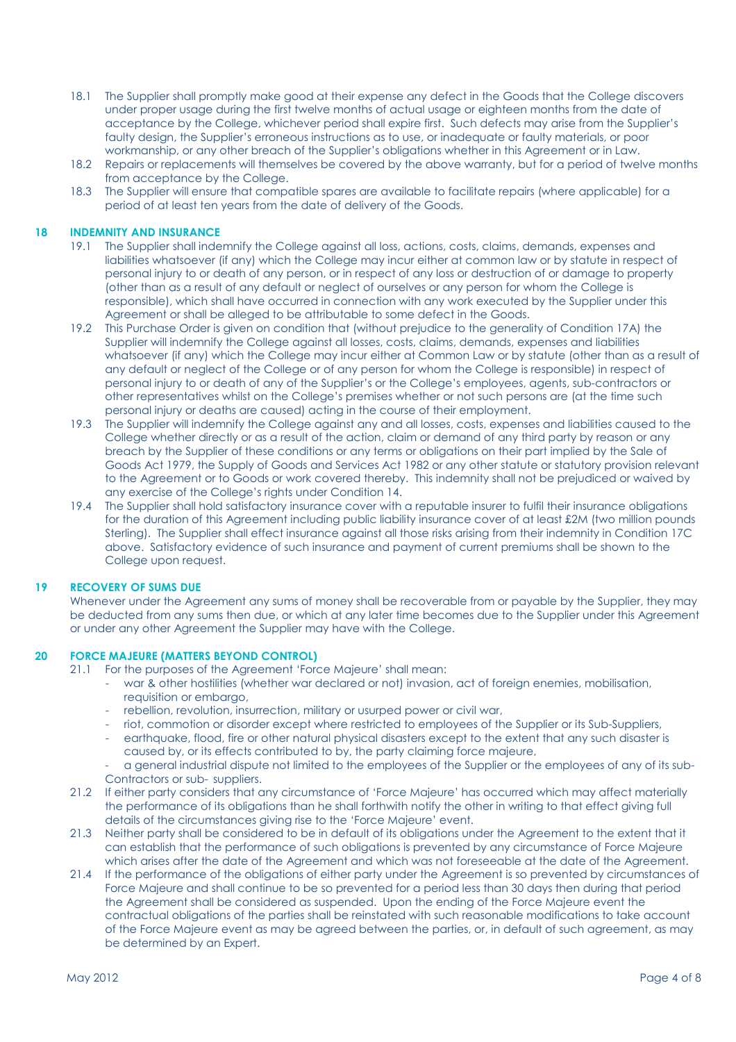18.1 The Supplier shall promptly make good at their expense any defect in the Goods that the College discovers under proper usage during the first twelve months of actual usage or eighteen months from the date of acceptance by the College, whichever period shall expire first. Such defects may arise from the Supplier's faulty design, the Supplier's erroneous instructions as to use, or inadequate or faulty materials, or poor workmanship, or any other breach of the Supplier's obligations whether in this Agreement or in Law.

18.2 Repairs or replacements will themselves be covered by the above warranty, but for a period of twelve months from acceptance by the College.

18.3 The Supplier will ensure that compatible spares are available to facilitate repairs (where applicable) for a period of at least ten years from the date of delivery of the Goods.

## 18 INDEMNITY AND INSURANCE

19.1 The Supplier shall indemnify the College against all loss, actions, costs, claims, demands, expenses and liabilities whatsoever (if any) which the College may incur either at common law or by statute in respect of personal injury to or death of any person, or in respect of any loss or destruction of or damage to property (other than as a result of any default or neglect of ourselves or any person for whom the College is responsible), which shall have occurred in connection with any work executed by the Supplier under this Agreement or shall be alleged to be attributable to some defect in the Goods.

19.2 This Purchase Order is given on condition that (without prejudice to the generality of Condition 17A) the Supplier will indemnify the College against all losses, costs, claims, demands, expenses and liabilities whatsoever (if any) which the College may incur either at Common Law or by statute (other than as a result of any default or neglect of the College or of any person for whom the College is responsible) in respect of personal injury to or death of any of the Supplier's or the College's employees, agents, sub-contractors or other representatives whilst on the College's premises whether or not such persons are (at the time such personal injury or deaths are caused) acting in the course of their employment.

19.3 The Supplier will indemnify the College against any and all losses, costs, expenses and liabilities caused to the College whether directly or as a result of the action, claim or demand of any third party by reason or any breach by the Supplier of these conditions or any terms or obligations on their part implied by the Sale of Goods Act 1979, the Supply of Goods and Services Act 1982 or any other statute or statutory provision relevant to the Agreement or to Goods or work covered thereby. This indemnity shall not be prejudiced or waived by any exercise of the College's rights under Condition 14.

19.4 The Supplier shall hold satisfactory insurance cover with a reputable insurer to fulfil their insurance obligations for the duration of this Agreement including public liability insurance cover of at least £2M (two million pounds Sterling). The Supplier shall effect insurance against all those risks arising from their indemnity in Condition 17C above. Satisfactory evidence of such insurance and payment of current premiums shall be shown to the College upon request.

## 19 RECOVERY OF SUMS DUE

Whenever under the Agreement any sums of money shall be recoverable from or payable by the Supplier, they may be deducted from any sums then due, or which at any later time becomes due to the Supplier under this Agreement or under any other Agreement the Supplier may have with the College.

## 20 FORCE MAJEURE (MATTERS BEYOND CONTROL)

21.1 For the purposes of the Agreement 'Force Majeure' shall mean:

- war & other hostilities (whether war declared or not) invasion, act of foreign enemies, mobilisation, requisition or embargo,
- rebellion, revolution, insurrection, military or usurped power or civil war,
- riot, commotion or disorder except where restricted to employees of the Supplier or its Sub-Suppliers,
- earthquake, flood, fire or other natural physical disasters except to the extent that any such disaster is caused by, or its effects contributed to by, the party claiming force majeure,
- a general industrial dispute not limited to the employees of the Supplier or the employees of any of its sub-Contractors or sub- suppliers.

21.2 If either party considers that any circumstance of 'Force Majeure' has occurred which may affect materially the performance of its obligations than he shall forthwith notify the other in writing to that effect giving full details of the circumstances giving rise to the 'Force Majeure' event.

21.3 Neither party shall be considered to be in default of its obligations under the Agreement to the extent that it can establish that the performance of such obligations is prevented by any circumstance of Force Majeure which arises after the date of the Agreement and which was not foreseeable at the date of the Agreement.

21.4 If the performance of the obligations of either party under the Agreement is so prevented by circumstances of Force Majeure and shall continue to be so prevented for a period less than 30 days then during that period the Agreement shall be considered as suspended. Upon the ending of the Force Majeure event the contractual obligations of the parties shall be reinstated with such reasonable modifications to take account of the Force Majeure event as may be agreed between the parties, or, in default of such agreement, as may be determined by an Expert.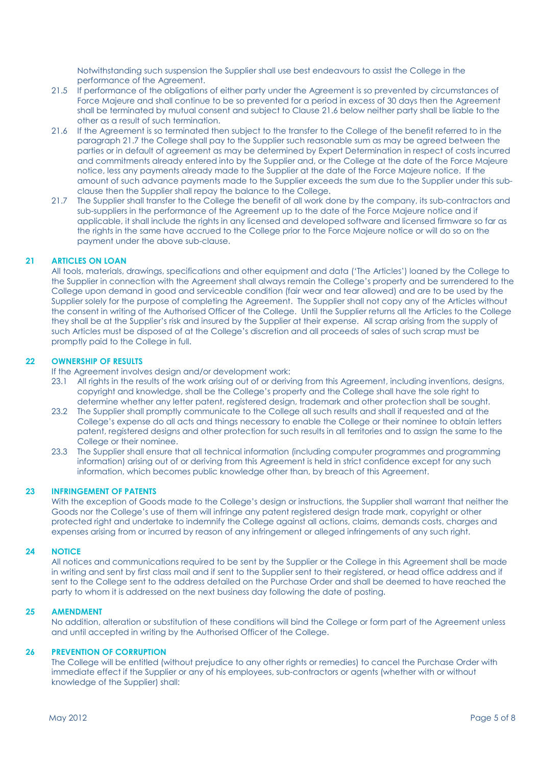Notwithstanding such suspension the Supplier shall use best endeavours to assist the College in the performance of the Agreement.

21.5 If performance of the obligations of either party under the Agreement is so prevented by circumstances of Force Majeure and shall continue to be so prevented for a period in excess of 30 days then the Agreement shall be terminated by mutual consent and subject to Clause 21.6 below neither party shall be liable to the other as a result of such termination.

21.6 If the Agreement is so terminated then subject to the transfer to the College of the benefit referred to in the paragraph 21.7 the College shall pay to the Supplier such reasonable sum as may be agreed between the parties or in default of agreement as may be determined by Expert Determination in respect of costs incurred and commitments already entered into by the Supplier and, or the College at the date of the Force Majeure notice, less any payments already made to the Supplier at the date of the Force Majeure notice. If the amount of such advance payments made to the Supplier exceeds the sum due to the Supplier under this sub-clause then the Supplier shall repay the balance to the College.

21.7 The Supplier shall transfer to the College the benefit of all work done by the company, its sub-contractors and sub-suppliers in the performance of the Agreement up to the date of the Force Majeure notice and if applicable, it shall include the rights in any licensed and developed software and licensed firmware so far as the rights in the same have accrued to the College prior to the Force Majeure notice or will do so on the payment under the above sub-clause.

## 21 ARTICLES ON LOAN

All tools, materials, drawings, specifications and other equipment and data ('The Articles') loaned by the College to the Supplier in connection with the Agreement shall always remain the College's property and be surrendered to the College upon demand in good and serviceable condition (fair wear and tear allowed) and are to be used by the Supplier solely for the purpose of completing the Agreement. The Supplier shall not copy any of the Articles without the consent in writing of the Authorised Officer of the College. Until the Supplier returns all the Articles to the College they shall be at the Supplier's risk and insured by the Supplier at their expense. All scrap arising from the supply of such Articles must be disposed of at the College's discretion and all proceeds of sales of such scrap must be promptly paid to the College in full.

## 22 OWNERSHIP OF RESULTS

If the Agreement involves design and/or development work:

23.1 All rights in the results of the work arising out of or deriving from this Agreement, including inventions, designs, copyright and knowledge, shall be the College's property and the College shall have the sole right to determine whether any letter patent, registered design, trademark and other protection shall be sought.

23.2 The Supplier shall promptly communicate to the College all such results and shall if requested and at the College's expense do all acts and things necessary to enable the College or their nominee to obtain letters patent, registered designs and other protection for such results in all territories and to assign the same to the College or their nominee.

23.3 The Supplier shall ensure that all technical information (including computer programmes and programming information) arising out of or deriving from this Agreement is held in strict confidence except for any such information, which becomes public knowledge other than, by breach of this Agreement.

## 23 INFRINGEMENT OF PATENTS

With the exception of Goods made to the College's design or instructions, the Supplier shall warrant that neither the Goods nor the College's use of them will infringe any patent registered design trade mark, copyright or other protected right and undertake to indemnify the College against all actions, claims, demands costs, charges and expenses arising from or incurred by reason of any infringement or alleged infringements of any such right.

## 24 NOTICE

All notices and communications required to be sent by the Supplier or the College in this Agreement shall be made in writing and sent by first class mail and if sent to the Supplier sent to their registered, or head office address and if sent to the College sent to the address detailed on the Purchase Order and shall be deemed to have reached the party to whom it is addressed on the next business day following the date of posting.

## 25 AMENDMENT

No addition, alteration or substitution of these conditions will bind the College or form part of the Agreement unless and until accepted in writing by the Authorised Officer of the College.

## 26 PREVENTION OF CORRUPTION

The College will be entitled (without prejudice to any other rights or remedies) to cancel the Purchase Order with immediate effect if the Supplier or any of his employees, sub-contractors or agents (whether with or without knowledge of the Supplier) shall: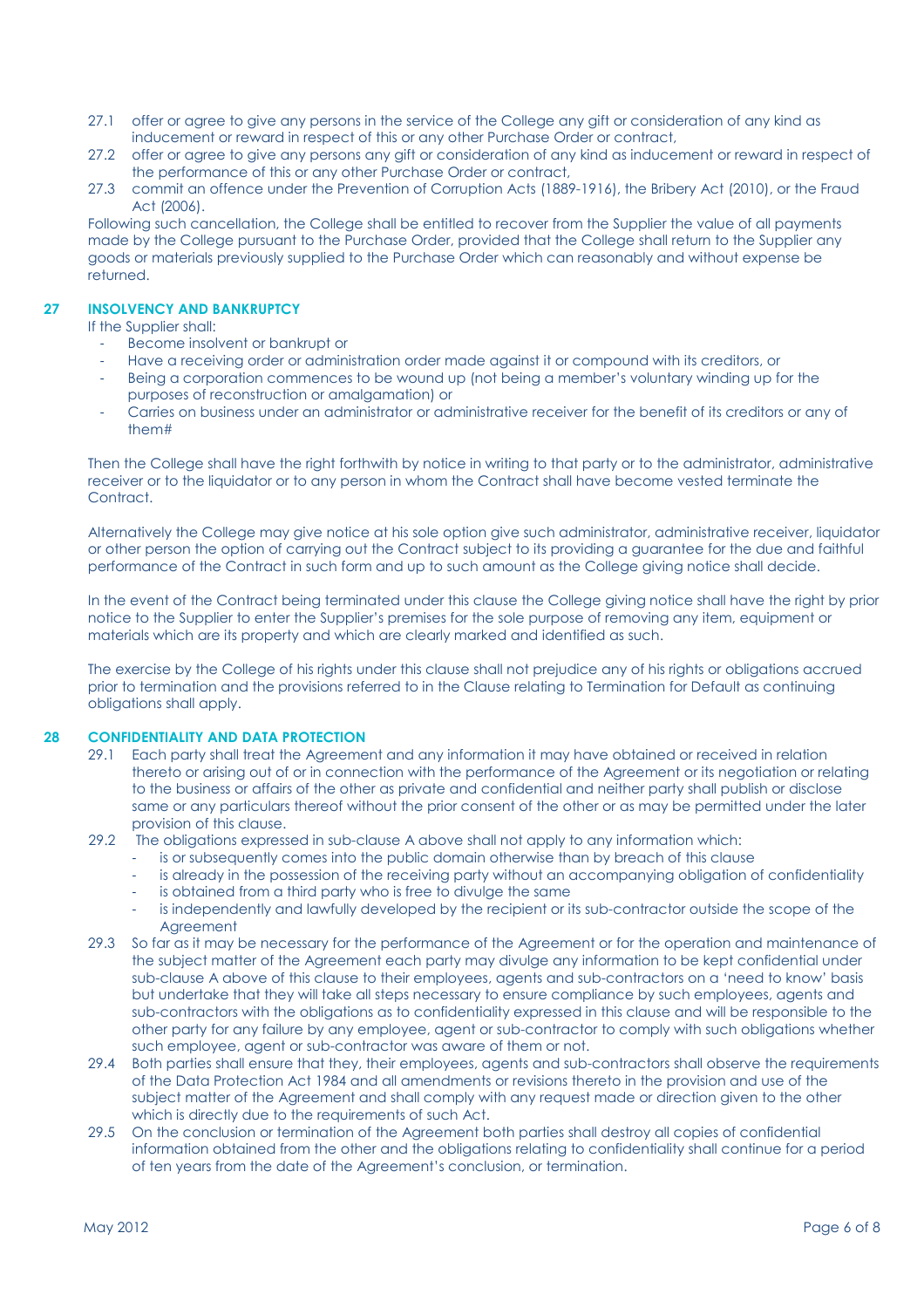27.1 offer or agree to give any persons in the service of the College any gift or consideration of any kind as inducement or reward in respect of this or any other Purchase Order or contract,

27.2 offer or agree to give any persons any gift or consideration of any kind as inducement or reward in respect of the performance of this or any other Purchase Order or contract,

27.3 commit an offence under the Prevention of Corruption Acts (1889-1916), the Bribery Act (2010), or the Fraud Act (2006).

Following such cancellation, the College shall be entitled to recover from the Supplier the value of all payments made by the College pursuant to the Purchase Order, provided that the College shall return to the Supplier any goods or materials previously supplied to the Purchase Order which can reasonably and without expense be returned.

## 27 INSOLVENCY AND BANKRUPTCY

If the Supplier shall:

- Become insolvent or bankrupt or
- Have a receiving order or administration order made against it or compound with its creditors, or
- Being a corporation commences to be wound up (not being a member's voluntary winding up for the purposes of reconstruction or amalgamation) or
- Carries on business under an administrator or administrative receiver for the benefit of its creditors or any of them#

Then the College shall have the right forthwith by notice in writing to that party or to the administrator, administrative receiver or to the liquidator or to any person in whom the Contract shall have become vested terminate the Contract.

Alternatively the College may give notice at his sole option give such administrator, administrative receiver, liquidator or other person the option of carrying out the Contract subject to its providing a guarantee for the due and faithful performance of the Contract in such form and up to such amount as the College giving notice shall decide.

In the event of the Contract being terminated under this clause the College giving notice shall have the right by prior notice to the Supplier to enter the Supplier's premises for the sole purpose of removing any item, equipment or materials which are its property and which are clearly marked and identified as such.

The exercise by the College of his rights under this clause shall not prejudice any of his rights or obligations accrued prior to termination and the provisions referred to in the Clause relating to Termination for Default as continuing obligations shall apply.

## 28 CONFIDENTIALITY AND DATA PROTECTION

29.1 Each party shall treat the Agreement and any information it may have obtained or received in relation thereto or arising out of or in connection with the performance of the Agreement or its negotiation or relating to the business or affairs of the other as private and confidential and neither party shall publish or disclose same or any particulars thereof without the prior consent of the other or as may be permitted under the later provision of this clause.

29.2 The obligations expressed in sub-clause A above shall not apply to any information which:

- is or subsequently comes into the public domain otherwise than by breach of this clause
- is already in the possession of the receiving party without an accompanying obligation of confidentiality
- is obtained from a third party who is free to divulge the same
- is independently and lawfully developed by the recipient or its sub-contractor outside the scope of the Agreement

29.3 So far as it may be necessary for the performance of the Agreement or for the operation and maintenance of the subject matter of the Agreement each party may divulge any information to be kept confidential under sub-clause A above of this clause to their employees, agents and sub-contractors on a 'need to know' basis but undertake that they will take all steps necessary to ensure compliance by such employees, agents and sub-contractors with the obligations as to confidentiality expressed in this clause and will be responsible to the other party for any failure by any employee, agent or sub-contractor to comply with such obligations whether such employee, agent or sub-contractor was aware of them or not.

29.4 Both parties shall ensure that they, their employees, agents and sub-contractors shall observe the requirements of the Data Protection Act 1984 and all amendments or revisions thereto in the provision and use of the subject matter of the Agreement and shall comply with any request made or direction given to the other which is directly due to the requirements of such Act.

29.5 On the conclusion or termination of the Agreement both parties shall destroy all copies of confidential information obtained from the other and the obligations relating to confidentiality shall continue for a period of ten years from the date of the Agreement's conclusion, or termination.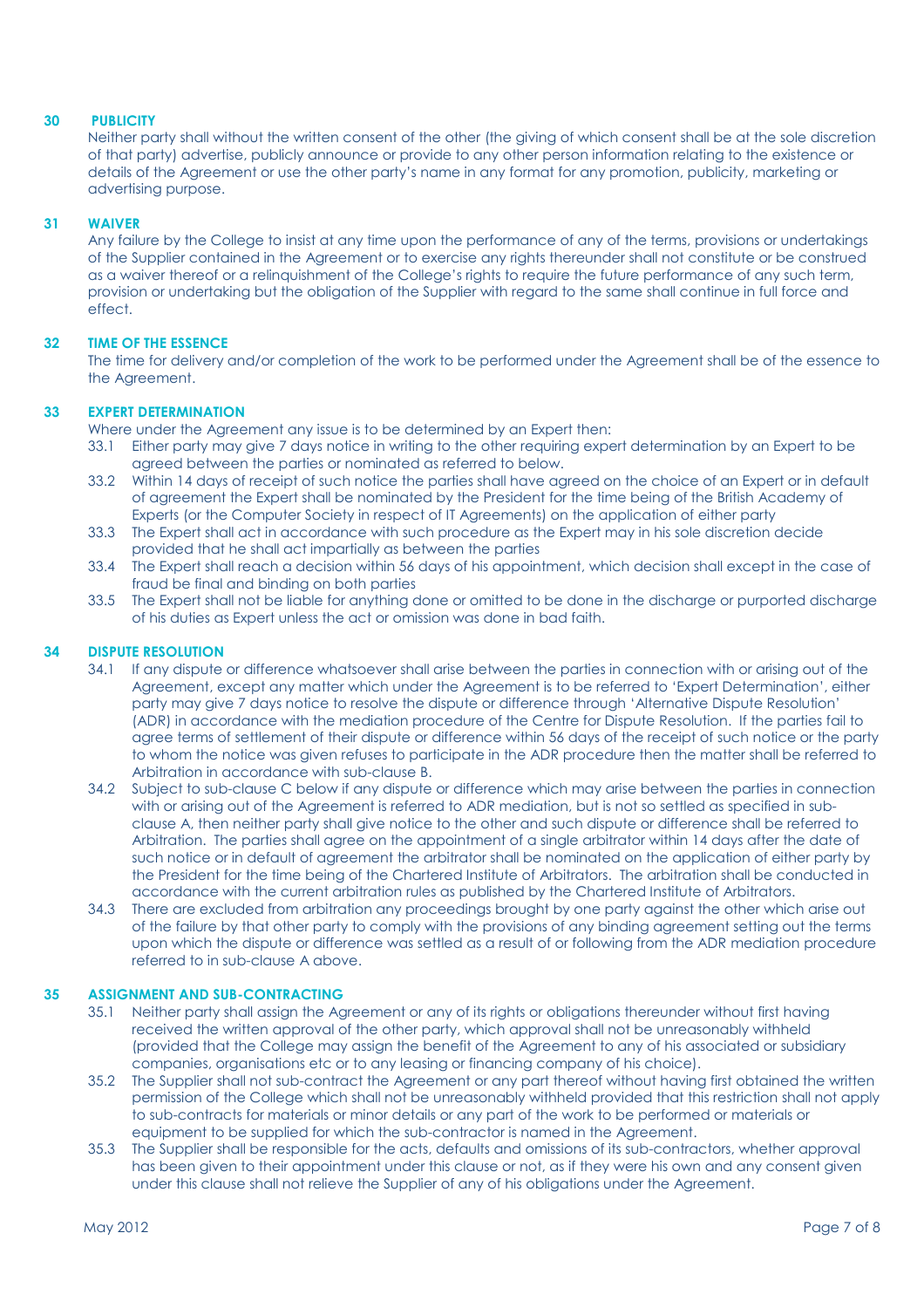## 30 PUBLICITY

Neither party shall without the written consent of the other (the giving of which consent shall be at the sole discretion of that party) advertise, publicly announce or provide to any other person information relating to the existence or details of the Agreement or use the other party's name in any format for any promotion, publicity, marketing or advertising purpose.

## 31 WAIVER

Any failure by the College to insist at any time upon the performance of any of the terms, provisions or undertakings of the Supplier contained in the Agreement or to exercise any rights thereunder shall not constitute or be construed as a waiver thereof or a relinquishment of the College's rights to require the future performance of any such term, provision or undertaking but the obligation of the Supplier with regard to the same shall continue in full force and effect.

## 32 TIME OF THE ESSENCE

The time for delivery and/or completion of the work to be performed under the Agreement shall be of the essence to the Agreement.

## 33 EXPERT DETERMINATION

Where under the Agreement any issue is to be determined by an Expert then:

33.1 Either party may give 7 days notice in writing to the other requiring expert determination by an Expert to be agreed between the parties or nominated as referred to below.

33.2 Within 14 days of receipt of such notice the parties shall have agreed on the choice of an Expert or in default of agreement the Expert shall be nominated by the President for the time being of the British Academy of Experts (or the Computer Society in respect of IT Agreements) on the application of either party

33.3 The Expert shall act in accordance with such procedure as the Expert may in his sole discretion decide provided that he shall act impartially as between the parties

33.4 The Expert shall reach a decision within 56 days of his appointment, which decision shall except in the case of fraud be final and binding on both parties

33.5 The Expert shall not be liable for anything done or omitted to be done in the discharge or purported discharge of his duties as Expert unless the act or omission was done in bad faith.

## 34 DISPUTE RESOLUTION

34.1 If any dispute or difference whatsoever shall arise between the parties in connection with or arising out of the Agreement, except any matter which under the Agreement is to be referred to 'Expert Determination', either party may give 7 days notice to resolve the dispute or difference through 'Alternative Dispute Resolution' (ADR) in accordance with the mediation procedure of the Centre for Dispute Resolution. If the parties fail to agree terms of settlement of their dispute or difference within 56 days of the receipt of such notice or the party to whom the notice was given refuses to participate in the ADR procedure then the matter shall be referred to Arbitration in accordance with sub-clause B.

34.2 Subject to sub-clause C below if any dispute or difference which may arise between the parties in connection with or arising out of the Agreement is referred to ADR mediation, but is not so settled as specified in sub-clause A, then neither party shall give notice to the other and such dispute or difference shall be referred to Arbitration. The parties shall agree on the appointment of a single arbitrator within 14 days after the date of such notice or in default of agreement the arbitrator shall be nominated on the application of either party by the President for the time being of the Chartered Institute of Arbitrators. The arbitration shall be conducted in accordance with the current arbitration rules as published by the Chartered Institute of Arbitrators.

34.3 There are excluded from arbitration any proceedings brought by one party against the other which arise out of the failure by that other party to comply with the provisions of any binding agreement setting out the terms upon which the dispute or difference was settled as a result of or following from the ADR mediation procedure referred to in sub-clause A above.

## 35 ASSIGNMENT AND SUB-CONTRACTING

35.1 Neither party shall assign the Agreement or any of its rights or obligations thereunder without first having received the written approval of the other party, which approval shall not be unreasonably withheld (provided that the College may assign the benefit of the Agreement to any of his associated or subsidiary companies, organisations etc or to any leasing or financing company of his choice).

35.2 The Supplier shall not sub-contract the Agreement or any part thereof without having first obtained the written permission of the College which shall not be unreasonably withheld provided that this restriction shall not apply to sub-contracts for materials or minor details or any part of the work to be performed or materials or equipment to be supplied for which the sub-contractor is named in the Agreement.

35.3 The Supplier shall be responsible for the acts, defaults and omissions of its sub-contractors, whether approval has been given to their appointment under this clause or not, as if they were his own and any consent given under this clause shall not relieve the Supplier of any of his obligations under the Agreement.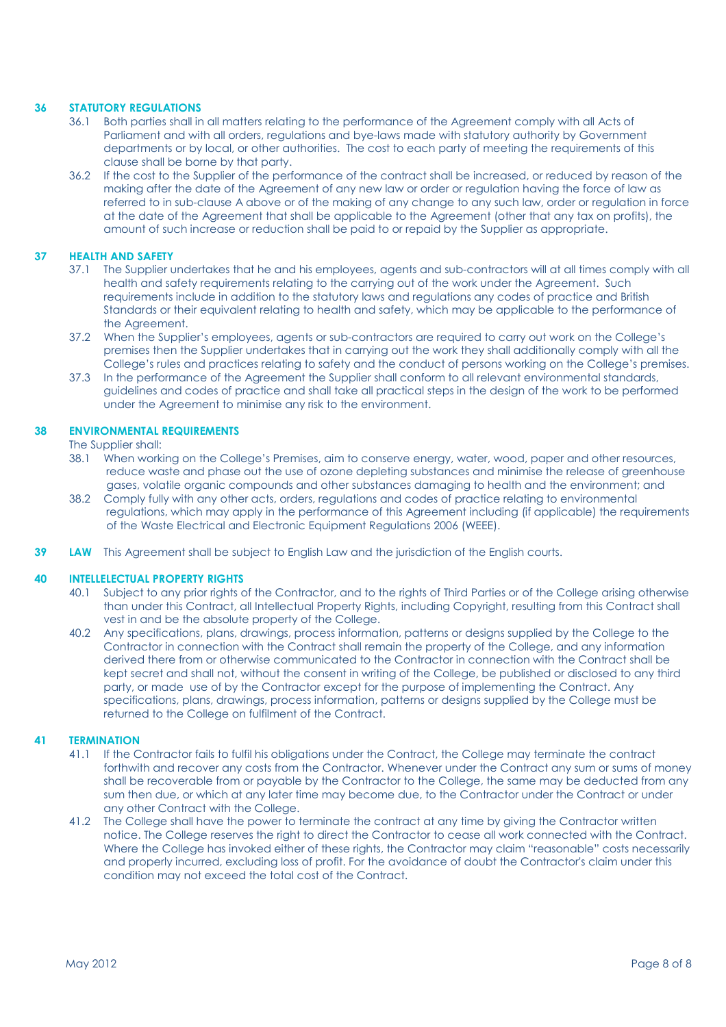## 36 STATUTORY REGULATIONS

36.1 Both parties shall in all matters relating to the performance of the Agreement comply with all Acts of Parliament and with all orders, regulations and bye-laws made with statutory authority by Government departments or by local, or other authorities. The cost to each party of meeting the requirements of this clause shall be borne by that party.

36.2 If the cost to the Supplier of the performance of the contract shall be increased, or reduced by reason of the making after the date of the Agreement of any new law or order or regulation having the force of law as referred to in sub-clause A above or of the making of any change to any such law, order or regulation in force at the date of the Agreement that shall be applicable to the Agreement (other that any tax on profits), the amount of such increase or reduction shall be paid to or repaid by the Supplier as appropriate.

## 37 HEALTH AND SAFETY

37.1 The Supplier undertakes that he and his employees, agents and sub-contractors will at all times comply with all health and safety requirements relating to the carrying out of the work under the Agreement. Such requirements include in addition to the statutory laws and regulations any codes of practice and British Standards or their equivalent relating to health and safety, which may be applicable to the performance of the Agreement.

37.2 When the Supplier's employees, agents or sub-contractors are required to carry out work on the College's premises then the Supplier undertakes that in carrying out the work they shall additionally comply with all the College's rules and practices relating to safety and the conduct of persons working on the College's premises.

37.3 In the performance of the Agreement the Supplier shall conform to all relevant environmental standards, guidelines and codes of practice and shall take all practical steps in the design of the work to be performed under the Agreement to minimise any risk to the environment.

## 38 ENVIRONMENTAL REQUIREMENTS

The Supplier shall:

38.1 When working on the College's Premises, aim to conserve energy, water, wood, paper and other resources, reduce waste and phase out the use of ozone depleting substances and minimise the release of greenhouse gases, volatile organic compounds and other substances damaging to health and the environment; and

38.2 Comply fully with any other acts, orders, regulations and codes of practice relating to environmental regulations, which may apply in the performance of this Agreement including (if applicable) the requirements of the Waste Electrical and Electronic Equipment Regulations 2006 (WEEE).

## 39 LAW

This Agreement shall be subject to English Law and the jurisdiction of the English courts.

## 40 INTELLELECTUAL PROPERTY RIGHTS

40.1 Subject to any prior rights of the Contractor, and to the rights of Third Parties or of the College arising otherwise than under this Contract, all Intellectual Property Rights, including Copyright, resulting from this Contract shall vest in and be the absolute property of the College.

40.2 Any specifications, plans, drawings, process information, patterns or designs supplied by the College to the Contractor in connection with the Contract shall remain the property of the College, and any information derived there from or otherwise communicated to the Contractor in connection with the Contract shall be kept secret and shall not, without the consent in writing of the College, be published or disclosed to any third party, or made use of by the Contractor except for the purpose of implementing the Contract. Any specifications, plans, drawings, process information, patterns or designs supplied by the College must be returned to the College on fulfilment of the Contract.

## 41 TERMINATION

41.1 If the Contractor fails to fulfil his obligations under the Contract, the College may terminate the contract forthwith and recover any costs from the Contractor. Whenever under the Contract any sum or sums of money shall be recoverable from or payable by the Contractor to the College, the same may be deducted from any sum then due, or which at any later time may become due, to the Contractor under the Contract or under any other Contract with the College.

41.2 The College shall have the power to terminate the contract at any time by giving the Contractor written notice. The College reserves the right to direct the Contractor to cease all work connected with the Contract. Where the College has invoked either of these rights, the Contractor may claim "reasonable" costs necessarily and properly incurred, excluding loss of profit. For the avoidance of doubt the Contractor's claim under this condition may not exceed the total cost of the Contract.

May 2012